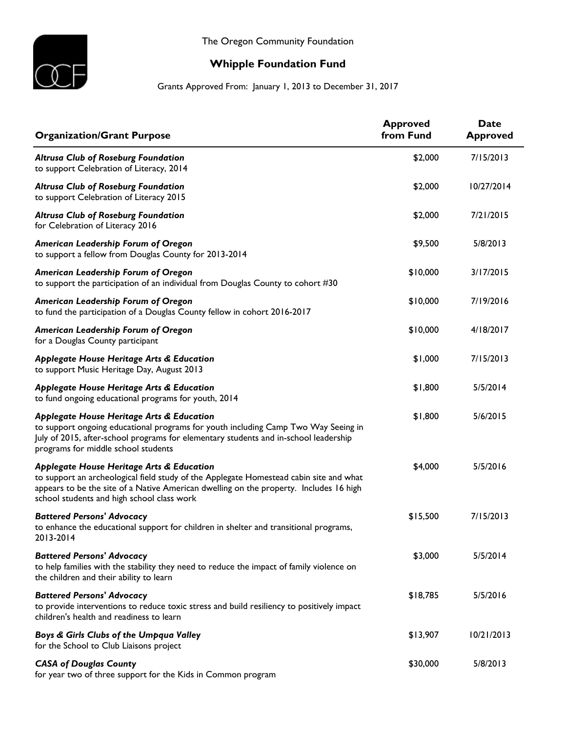The Oregon Community Foundation

# Whipple Foundation Fund

Grants Approved From: January 1, 2013 to December 31, 2017

| Organization/Grant Purpose | Approved from Fund | Date Approved |
|---|---|---|
| ***Altrusa Club of Roseburg Foundation*** <br> to support Celebration of Literacy, 2014 | $2,000 | 7/15/2013 |
| ***Altrusa Club of Roseburg Foundation*** <br> to support Celebration of Literacy 2015 | $2,000 | 10/27/2014 |
| ***Altrusa Club of Roseburg Foundation*** <br> for Celebration of Literacy 2016 | $2,000 | 7/21/2015 |
| ***American Leadership Forum of Oregon*** <br> to support a fellow from Douglas County for 2013-2014 | $9,500 | 5/8/2013 |
| ***American Leadership Forum of Oregon*** <br> to support the participation of an individual from Douglas County to cohort #30 | $10,000 | 3/17/2015 |
| ***American Leadership Forum of Oregon*** <br> to fund the participation of a Douglas County fellow in cohort 2016-2017 | $10,000 | 7/19/2016 |
| ***American Leadership Forum of Oregon*** <br> for a Douglas County participant | $10,000 | 4/18/2017 |
| ***Applegate House Heritage Arts & Education*** <br> to support Music Heritage Day, August 2013 | $1,000 | 7/15/2013 |
| ***Applegate House Heritage Arts & Education*** <br> to fund ongoing educational programs for youth, 2014 | $1,800 | 5/5/2014 |
| ***Applegate House Heritage Arts & Education*** <br> to support ongoing educational programs for youth including Camp Two Way Seeing in July of 2015, after-school programs for elementary students and in-school leadership programs for middle school students | $1,800 | 5/6/2015 |
| ***Applegate House Heritage Arts & Education*** <br> to support an archeological field study of the Applegate Homestead cabin site and what appears to be the site of a Native American dwelling on the property. Includes 16 high school students and high school class work | $4,000 | 5/5/2016 |
| ***Battered Persons' Advocacy*** <br> to enhance the educational support for children in shelter and transitional programs, 2013-2014 | $15,500 | 7/15/2013 |
| ***Battered Persons' Advocacy*** <br> to help families with the stability they need to reduce the impact of family violence on the children and their ability to learn | $3,000 | 5/5/2014 |
| ***Battered Persons' Advocacy*** <br> to provide interventions to reduce toxic stress and build resiliency to positively impact children's health and readiness to learn | $18,785 | 5/5/2016 |
| ***Boys & Girls Clubs of the Umpqua Valley*** <br> for the School to Club Liaisons project | $13,907 | 10/21/2013 |
| ***CASA of Douglas County*** <br> for year two of three support for the Kids in Common program | $30,000 | 5/8/2013 |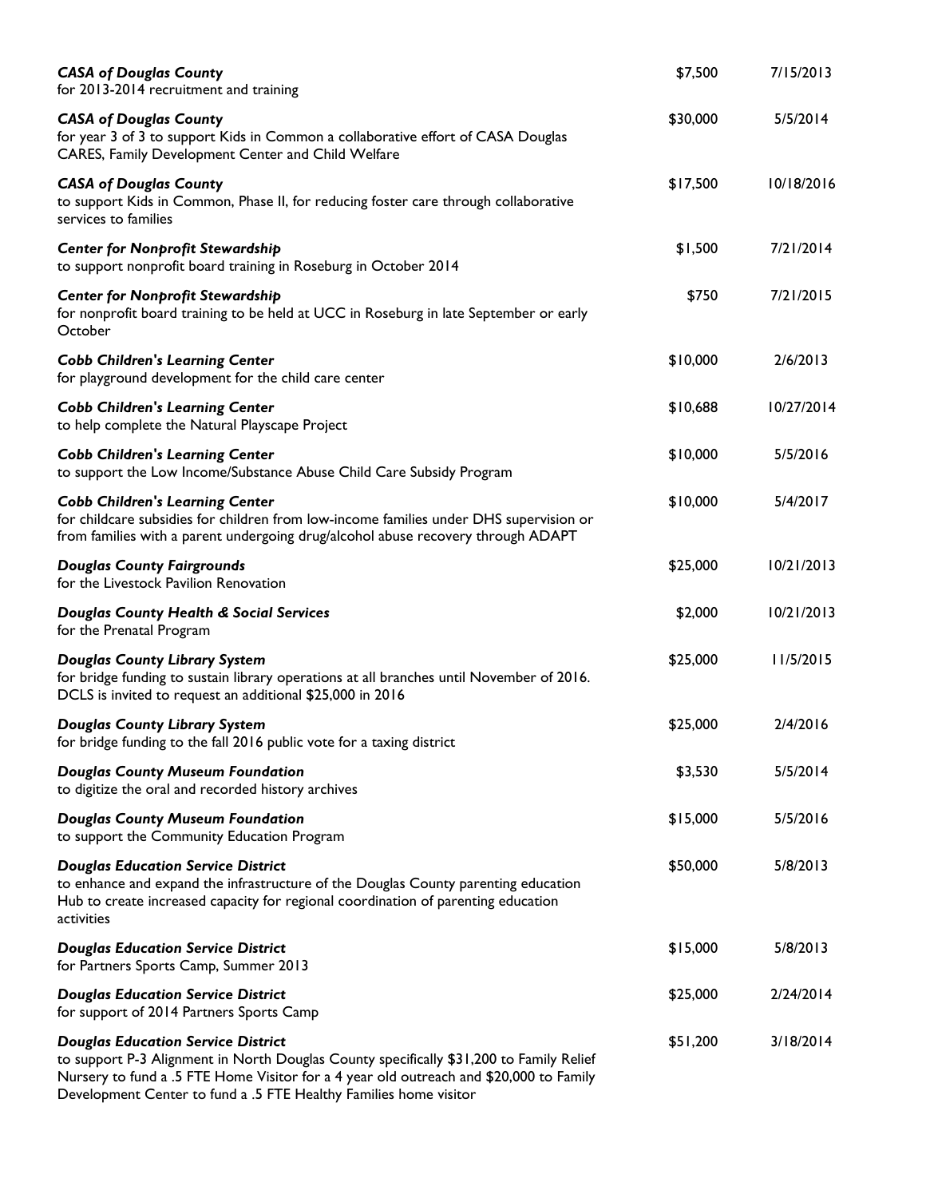| Organization / Purpose | Amount | Date |
|---|---|---|
| ***CASA of Douglas County***<br>for 2013-2014 recruitment and training | $7,500 | 7/15/2013 |
| ***CASA of Douglas County***<br>for year 3 of 3 to support Kids in Common a collaborative effort of CASA Douglas CARES, Family Development Center and Child Welfare | $30,000 | 5/5/2014 |
| ***CASA of Douglas County***<br>to support Kids in Common, Phase II, for reducing foster care through collaborative services to families | $17,500 | 10/18/2016 |
| ***Center for Nonprofit Stewardship***<br>to support nonprofit board training in Roseburg in October 2014 | $1,500 | 7/21/2014 |
| ***Center for Nonprofit Stewardship***<br>for nonprofit board training to be held at UCC in Roseburg in late September or early October | $750 | 7/21/2015 |
| ***Cobb Children's Learning Center***<br>for playground development for the child care center | $10,000 | 2/6/2013 |
| ***Cobb Children's Learning Center***<br>to help complete the Natural Playscape Project | $10,688 | 10/27/2014 |
| ***Cobb Children's Learning Center***<br>to support the Low Income/Substance Abuse Child Care Subsidy Program | $10,000 | 5/5/2016 |
| ***Cobb Children's Learning Center***<br>for childcare subsidies for children from low-income families under DHS supervision or from families with a parent undergoing drug/alcohol abuse recovery through ADAPT | $10,000 | 5/4/2017 |
| ***Douglas County Fairgrounds***<br>for the Livestock Pavilion Renovation | $25,000 | 10/21/2013 |
| ***Douglas County Health & Social Services***<br>for the Prenatal Program | $2,000 | 10/21/2013 |
| ***Douglas County Library System***<br>for bridge funding to sustain library operations at all branches until November of 2016. DCLS is invited to request an additional $25,000 in 2016 | $25,000 | 11/5/2015 |
| ***Douglas County Library System***<br>for bridge funding to the fall 2016 public vote for a taxing district | $25,000 | 2/4/2016 |
| ***Douglas County Museum Foundation***<br>to digitize the oral and recorded history archives | $3,530 | 5/5/2014 |
| ***Douglas County Museum Foundation***<br>to support the Community Education Program | $15,000 | 5/5/2016 |
| ***Douglas Education Service District***<br>to enhance and expand the infrastructure of the Douglas County parenting education Hub to create increased capacity for regional coordination of parenting education activities | $50,000 | 5/8/2013 |
| ***Douglas Education Service District***<br>for Partners Sports Camp, Summer 2013 | $15,000 | 5/8/2013 |
| ***Douglas Education Service District***<br>for support of 2014 Partners Sports Camp | $25,000 | 2/24/2014 |
| ***Douglas Education Service District***<br>to support P-3 Alignment in North Douglas County specifically $31,200 to Family Relief Nursery to fund a .5 FTE Home Visitor for a 4 year old outreach and $20,000 to Family Development Center to fund a .5 FTE Healthy Families home visitor | $51,200 | 3/18/2014 |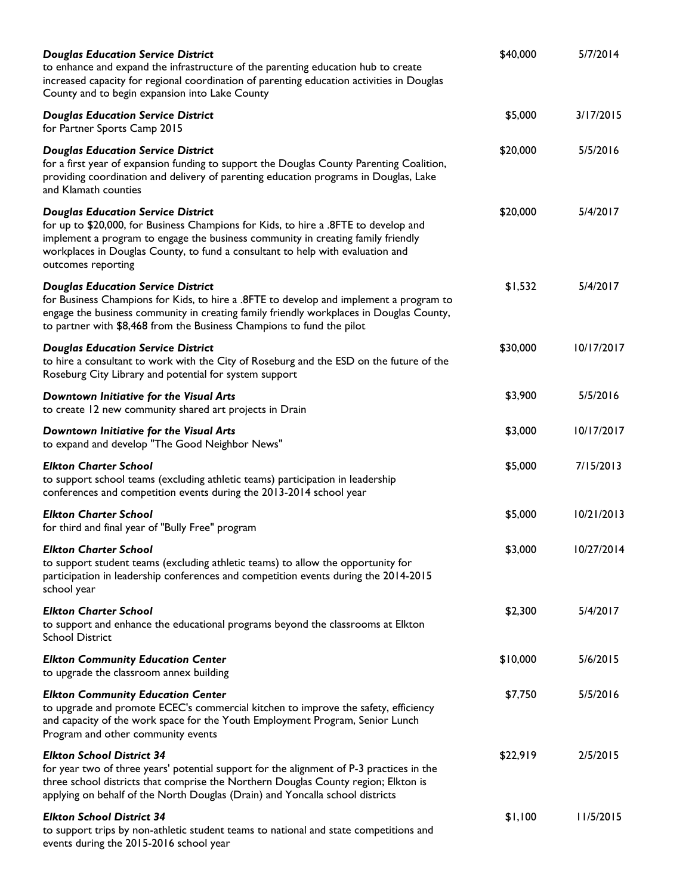| | | |
|---|---|---|
| ***Douglas Education Service District***<br>to enhance and expand the infrastructure of the parenting education hub to create increased capacity for regional coordination of parenting education activities in Douglas County and to begin expansion into Lake County | $40,000 | 5/7/2014 |
| ***Douglas Education Service District***<br>for Partner Sports Camp 2015 | $5,000 | 3/17/2015 |
| ***Douglas Education Service District***<br>for a first year of expansion funding to support the Douglas County Parenting Coalition, providing coordination and delivery of parenting education programs in Douglas, Lake and Klamath counties | $20,000 | 5/5/2016 |
| ***Douglas Education Service District***<br>for up to $20,000, for Business Champions for Kids, to hire a .8FTE to develop and implement a program to engage the business community in creating family friendly workplaces in Douglas County, to fund a consultant to help with evaluation and outcomes reporting | $20,000 | 5/4/2017 |
| ***Douglas Education Service District***<br>for Business Champions for Kids, to hire a .8FTE to develop and implement a program to engage the business community in creating family friendly workplaces in Douglas County, to partner with $8,468 from the Business Champions to fund the pilot | $1,532 | 5/4/2017 |
| ***Douglas Education Service District***<br>to hire a consultant to work with the City of Roseburg and the ESD on the future of the Roseburg City Library and potential for system support | $30,000 | 10/17/2017 |
| ***Downtown Initiative for the Visual Arts***<br>to create 12 new community shared art projects in Drain | $3,900 | 5/5/2016 |
| ***Downtown Initiative for the Visual Arts***<br>to expand and develop "The Good Neighbor News" | $3,000 | 10/17/2017 |
| ***Elkton Charter School***<br>to support school teams (excluding athletic teams) participation in leadership conferences and competition events during the 2013-2014 school year | $5,000 | 7/15/2013 |
| ***Elkton Charter School***<br>for third and final year of "Bully Free" program | $5,000 | 10/21/2013 |
| ***Elkton Charter School***<br>to support student teams (excluding athletic teams) to allow the opportunity for participation in leadership conferences and competition events during the 2014-2015 school year | $3,000 | 10/27/2014 |
| ***Elkton Charter School***<br>to support and enhance the educational programs beyond the classrooms at Elkton School District | $2,300 | 5/4/2017 |
| ***Elkton Community Education Center***<br>to upgrade the classroom annex building | $10,000 | 5/6/2015 |
| ***Elkton Community Education Center***<br>to upgrade and promote ECEC's commercial kitchen to improve the safety, efficiency and capacity of the work space for the Youth Employment Program, Senior Lunch Program and other community events | $7,750 | 5/5/2016 |
| ***Elkton School District 34***<br>for year two of three years' potential support for the alignment of P-3 practices in the three school districts that comprise the Northern Douglas County region; Elkton is applying on behalf of the North Douglas (Drain) and Yoncalla school districts | $22,919 | 2/5/2015 |
| ***Elkton School District 34***<br>to support trips by non-athletic student teams to national and state competitions and events during the 2015-2016 school year | $1,100 | 11/5/2015 |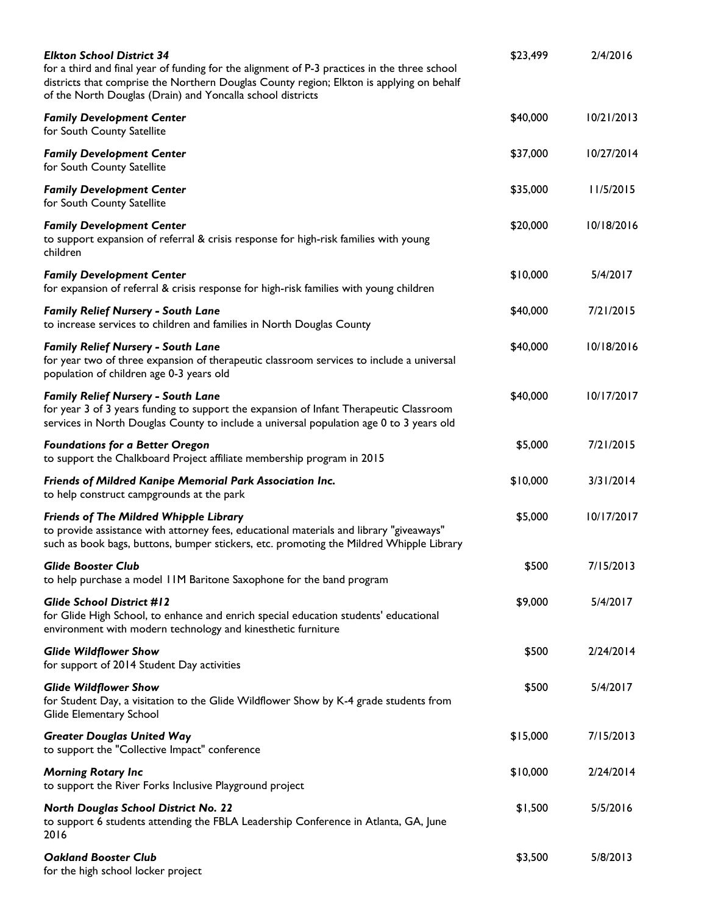| | | |
|---|---|---|
| ***Elkton School District 34***<br>for a third and final year of funding for the alignment of P-3 practices in the three school districts that comprise the Northern Douglas County region; Elkton is applying on behalf of the North Douglas (Drain) and Yoncalla school districts | $23,499 | 2/4/2016 |
| ***Family Development Center***<br>for South County Satellite | $40,000 | 10/21/2013 |
| ***Family Development Center***<br>for South County Satellite | $37,000 | 10/27/2014 |
| ***Family Development Center***<br>for South County Satellite | $35,000 | 11/5/2015 |
| ***Family Development Center***<br>to support expansion of referral & crisis response for high-risk families with young children | $20,000 | 10/18/2016 |
| ***Family Development Center***<br>for expansion of referral & crisis response for high-risk families with young children | $10,000 | 5/4/2017 |
| ***Family Relief Nursery - South Lane***<br>to increase services to children and families in North Douglas County | $40,000 | 7/21/2015 |
| ***Family Relief Nursery - South Lane***<br>for year two of three expansion of therapeutic classroom services to include a universal population of children age 0-3 years old | $40,000 | 10/18/2016 |
| ***Family Relief Nursery - South Lane***<br>for year 3 of 3 years funding to support the expansion of Infant Therapeutic Classroom services in North Douglas County to include a universal population age 0 to 3 years old | $40,000 | 10/17/2017 |
| ***Foundations for a Better Oregon***<br>to support the Chalkboard Project affiliate membership program in 2015 | $5,000 | 7/21/2015 |
| ***Friends of Mildred Kanipe Memorial Park Association Inc.***<br>to help construct campgrounds at the park | $10,000 | 3/31/2014 |
| ***Friends of The Mildred Whipple Library***<br>to provide assistance with attorney fees, educational materials and library "giveaways" such as book bags, buttons, bumper stickers, etc. promoting the Mildred Whipple Library | $5,000 | 10/17/2017 |
| ***Glide Booster Club***<br>to help purchase a model 11M Baritone Saxophone for the band program | $500 | 7/15/2013 |
| ***Glide School District #12***<br>for Glide High School, to enhance and enrich special education students' educational environment with modern technology and kinesthetic furniture | $9,000 | 5/4/2017 |
| ***Glide Wildflower Show***<br>for support of 2014 Student Day activities | $500 | 2/24/2014 |
| ***Glide Wildflower Show***<br>for Student Day, a visitation to the Glide Wildflower Show by K-4 grade students from Glide Elementary School | $500 | 5/4/2017 |
| ***Greater Douglas United Way***<br>to support the "Collective Impact" conference | $15,000 | 7/15/2013 |
| ***Morning Rotary Inc***<br>to support the River Forks Inclusive Playground project | $10,000 | 2/24/2014 |
| ***North Douglas School District No. 22***<br>to support 6 students attending the FBLA Leadership Conference in Atlanta, GA, June 2016 | $1,500 | 5/5/2016 |
| ***Oakland Booster Club***<br>for the high school locker project | $3,500 | 5/8/2013 |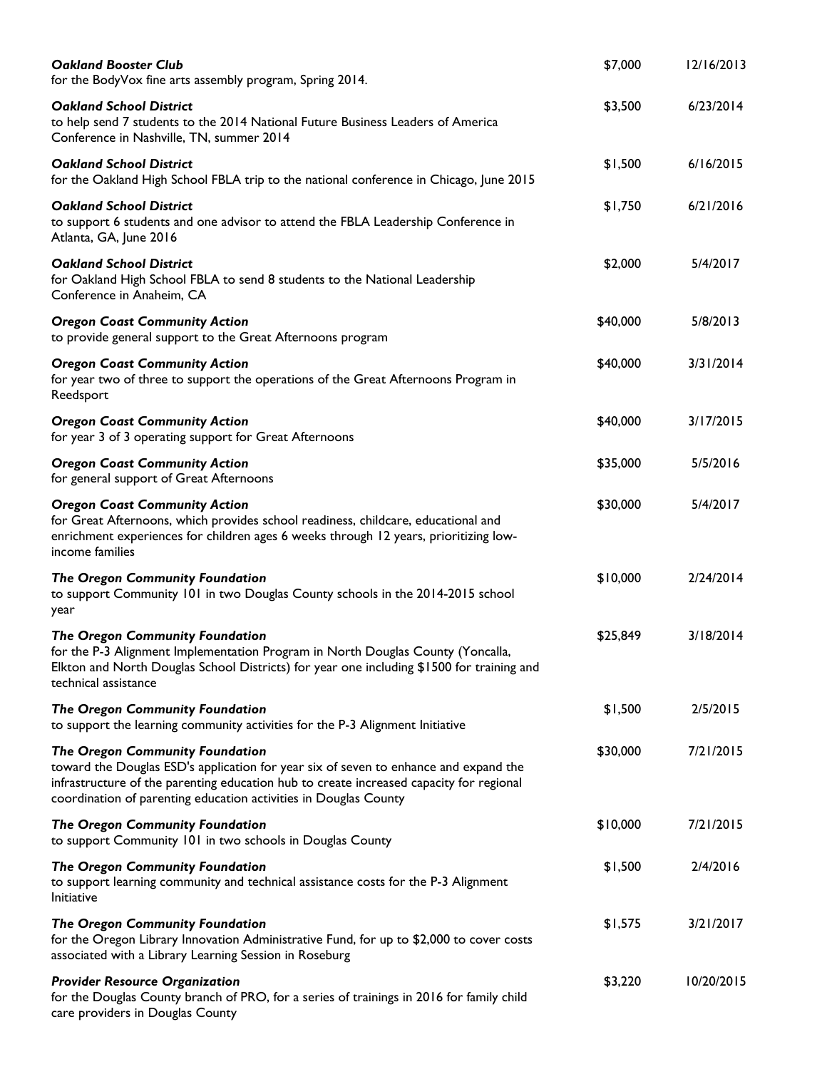| | | |
|---|---|---|
| ***Oakland Booster Club***<br>for the BodyVox fine arts assembly program, Spring 2014. | $7,000 | 12/16/2013 |
| ***Oakland School District***<br>to help send 7 students to the 2014 National Future Business Leaders of America Conference in Nashville, TN, summer 2014 | $3,500 | 6/23/2014 |
| ***Oakland School District***<br>for the Oakland High School FBLA trip to the national conference in Chicago, June 2015 | $1,500 | 6/16/2015 |
| ***Oakland School District***<br>to support 6 students and one advisor to attend the FBLA Leadership Conference in Atlanta, GA, June 2016 | $1,750 | 6/21/2016 |
| ***Oakland School District***<br>for Oakland High School FBLA to send 8 students to the National Leadership Conference in Anaheim, CA | $2,000 | 5/4/2017 |
| ***Oregon Coast Community Action***<br>to provide general support to the Great Afternoons program | $40,000 | 5/8/2013 |
| ***Oregon Coast Community Action***<br>for year two of three to support the operations of the Great Afternoons Program in Reedsport | $40,000 | 3/31/2014 |
| ***Oregon Coast Community Action***<br>for year 3 of 3 operating support for Great Afternoons | $40,000 | 3/17/2015 |
| ***Oregon Coast Community Action***<br>for general support of Great Afternoons | $35,000 | 5/5/2016 |
| ***Oregon Coast Community Action***<br>for Great Afternoons, which provides school readiness, childcare, educational and enrichment experiences for children ages 6 weeks through 12 years, prioritizing low-income families | $30,000 | 5/4/2017 |
| ***The Oregon Community Foundation***<br>to support Community 101 in two Douglas County schools in the 2014-2015 school year | $10,000 | 2/24/2014 |
| ***The Oregon Community Foundation***<br>for the P-3 Alignment Implementation Program in North Douglas County (Yoncalla, Elkton and North Douglas School Districts) for year one including $1500 for training and technical assistance | $25,849 | 3/18/2014 |
| ***The Oregon Community Foundation***<br>to support the learning community activities for the P-3 Alignment Initiative | $1,500 | 2/5/2015 |
| ***The Oregon Community Foundation***<br>toward the Douglas ESD's application for year six of seven to enhance and expand the infrastructure of the parenting education hub to create increased capacity for regional coordination of parenting education activities in Douglas County | $30,000 | 7/21/2015 |
| ***The Oregon Community Foundation***<br>to support Community 101 in two schools in Douglas County | $10,000 | 7/21/2015 |
| ***The Oregon Community Foundation***<br>to support learning community and technical assistance costs for the P-3 Alignment Initiative | $1,500 | 2/4/2016 |
| ***The Oregon Community Foundation***<br>for the Oregon Library Innovation Administrative Fund, for up to $2,000 to cover costs associated with a Library Learning Session in Roseburg | $1,575 | 3/21/2017 |
| ***Provider Resource Organization***<br>for the Douglas County branch of PRO, for a series of trainings in 2016 for family child care providers in Douglas County | $3,220 | 10/20/2015 |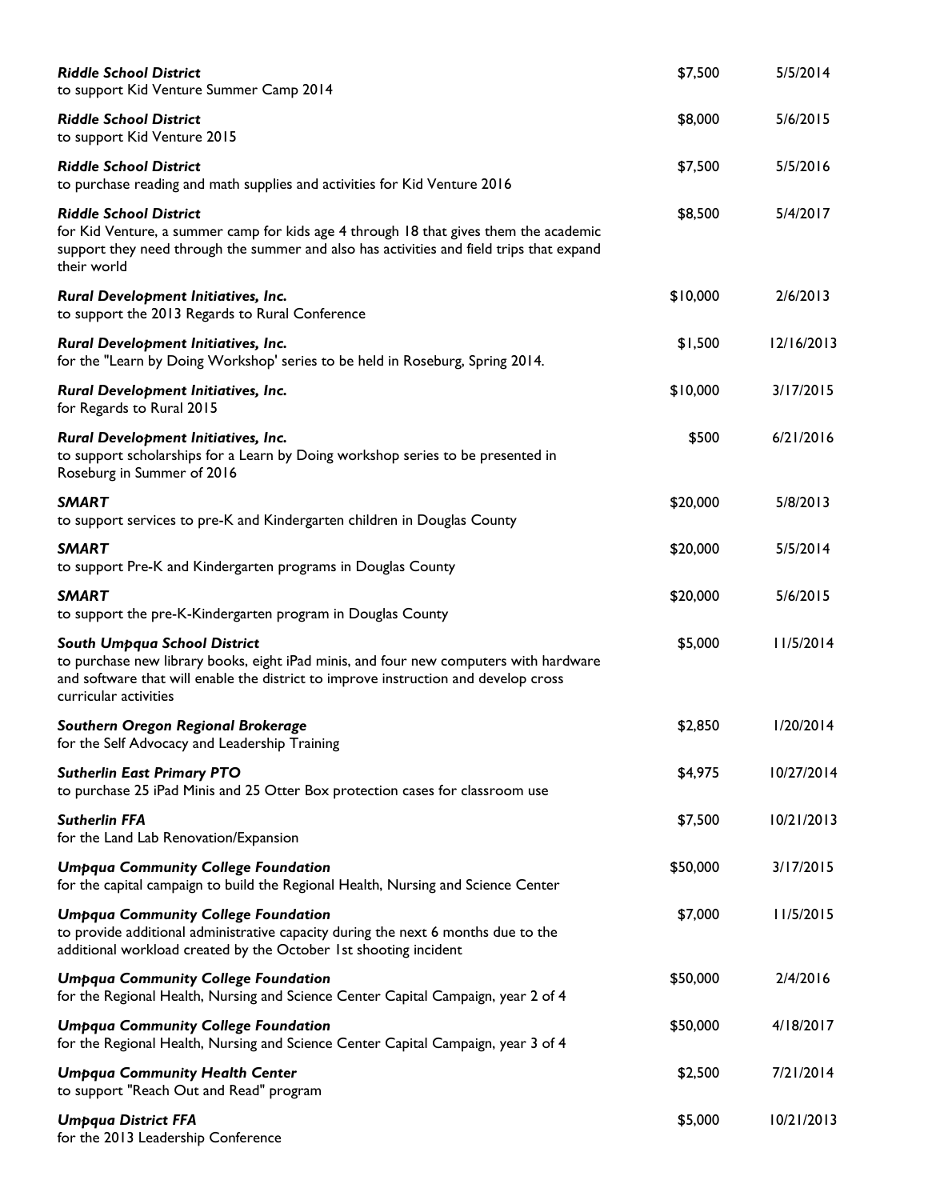| | | |
|---|---|---|
| ***Riddle School District***<br>to support Kid Venture Summer Camp 2014 | $7,500 | 5/5/2014 |
| ***Riddle School District***<br>to support Kid Venture 2015 | $8,000 | 5/6/2015 |
| ***Riddle School District***<br>to purchase reading and math supplies and activities for Kid Venture 2016 | $7,500 | 5/5/2016 |
| ***Riddle School District***<br>for Kid Venture, a summer camp for kids age 4 through 18 that gives them the academic support they need through the summer and also has activities and field trips that expand their world | $8,500 | 5/4/2017 |
| ***Rural Development Initiatives, Inc.***<br>to support the 2013 Regards to Rural Conference | $10,000 | 2/6/2013 |
| ***Rural Development Initiatives, Inc.***<br>for the "Learn by Doing Workshop' series to be held in Roseburg, Spring 2014. | $1,500 | 12/16/2013 |
| ***Rural Development Initiatives, Inc.***<br>for Regards to Rural 2015 | $10,000 | 3/17/2015 |
| ***Rural Development Initiatives, Inc.***<br>to support scholarships for a Learn by Doing workshop series to be presented in Roseburg in Summer of 2016 | $500 | 6/21/2016 |
| ***SMART***<br>to support services to pre-K and Kindergarten children in Douglas County | $20,000 | 5/8/2013 |
| ***SMART***<br>to support Pre-K and Kindergarten programs in Douglas County | $20,000 | 5/5/2014 |
| ***SMART***<br>to support the pre-K-Kindergarten program in Douglas County | $20,000 | 5/6/2015 |
| ***South Umpqua School District***<br>to purchase new library books, eight iPad minis, and four new computers with hardware and software that will enable the district to improve instruction and develop cross curricular activities | $5,000 | 11/5/2014 |
| ***Southern Oregon Regional Brokerage***<br>for the Self Advocacy and Leadership Training | $2,850 | 1/20/2014 |
| ***Sutherlin East Primary PTO***<br>to purchase 25 iPad Minis and 25 Otter Box protection cases for classroom use | $4,975 | 10/27/2014 |
| ***Sutherlin FFA***<br>for the Land Lab Renovation/Expansion | $7,500 | 10/21/2013 |
| ***Umpqua Community College Foundation***<br>for the capital campaign to build the Regional Health, Nursing and Science Center | $50,000 | 3/17/2015 |
| ***Umpqua Community College Foundation***<br>to provide additional administrative capacity during the next 6 months due to the additional workload created by the October 1st shooting incident | $7,000 | 11/5/2015 |
| ***Umpqua Community College Foundation***<br>for the Regional Health, Nursing and Science Center Capital Campaign, year 2 of 4 | $50,000 | 2/4/2016 |
| ***Umpqua Community College Foundation***<br>for the Regional Health, Nursing and Science Center Capital Campaign, year 3 of 4 | $50,000 | 4/18/2017 |
| ***Umpqua Community Health Center***<br>to support "Reach Out and Read" program | $2,500 | 7/21/2014 |
| ***Umpqua District FFA***<br>for the 2013 Leadership Conference | $5,000 | 10/21/2013 |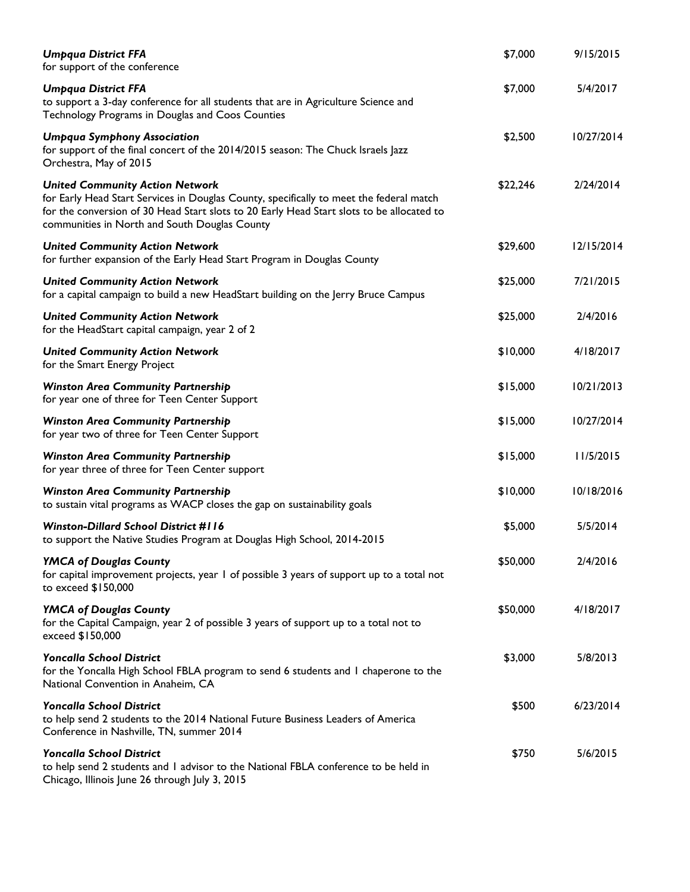| | | |
|---|---|---|
| ***Umpqua District FFA***<br>for support of the conference | $7,000 | 9/15/2015 |
| ***Umpqua District FFA***<br>to support a 3-day conference for all students that are in Agriculture Science and Technology Programs in Douglas and Coos Counties | $7,000 | 5/4/2017 |
| ***Umpqua Symphony Association***<br>for support of the final concert of the 2014/2015 season: The Chuck Israels Jazz Orchestra, May of 2015 | $2,500 | 10/27/2014 |
| ***United Community Action Network***<br>for Early Head Start Services in Douglas County, specifically to meet the federal match for the conversion of 30 Head Start slots to 20 Early Head Start slots to be allocated to communities in North and South Douglas County | $22,246 | 2/24/2014 |
| ***United Community Action Network***<br>for further expansion of the Early Head Start Program in Douglas County | $29,600 | 12/15/2014 |
| ***United Community Action Network***<br>for a capital campaign to build a new HeadStart building on the Jerry Bruce Campus | $25,000 | 7/21/2015 |
| ***United Community Action Network***<br>for the HeadStart capital campaign, year 2 of 2 | $25,000 | 2/4/2016 |
| ***United Community Action Network***<br>for the Smart Energy Project | $10,000 | 4/18/2017 |
| ***Winston Area Community Partnership***<br>for year one of three for Teen Center Support | $15,000 | 10/21/2013 |
| ***Winston Area Community Partnership***<br>for year two of three for Teen Center Support | $15,000 | 10/27/2014 |
| ***Winston Area Community Partnership***<br>for year three of three for Teen Center support | $15,000 | 11/5/2015 |
| ***Winston Area Community Partnership***<br>to sustain vital programs as WACP closes the gap on sustainability goals | $10,000 | 10/18/2016 |
| ***Winston-Dillard School District #116***<br>to support the Native Studies Program at Douglas High School, 2014-2015 | $5,000 | 5/5/2014 |
| ***YMCA of Douglas County***<br>for capital improvement projects, year 1 of possible 3 years of support up to a total not to exceed $150,000 | $50,000 | 2/4/2016 |
| ***YMCA of Douglas County***<br>for the Capital Campaign, year 2 of possible 3 years of support up to a total not to exceed $150,000 | $50,000 | 4/18/2017 |
| ***Yoncalla School District***<br>for the Yoncalla High School FBLA program to send 6 students and 1 chaperone to the National Convention in Anaheim, CA | $3,000 | 5/8/2013 |
| ***Yoncalla School District***<br>to help send 2 students to the 2014 National Future Business Leaders of America Conference in Nashville, TN, summer 2014 | $500 | 6/23/2014 |
| ***Yoncalla School District***<br>to help send 2 students and 1 advisor to the National FBLA conference to be held in Chicago, Illinois June 26 through July 3, 2015 | $750 | 5/6/2015 |